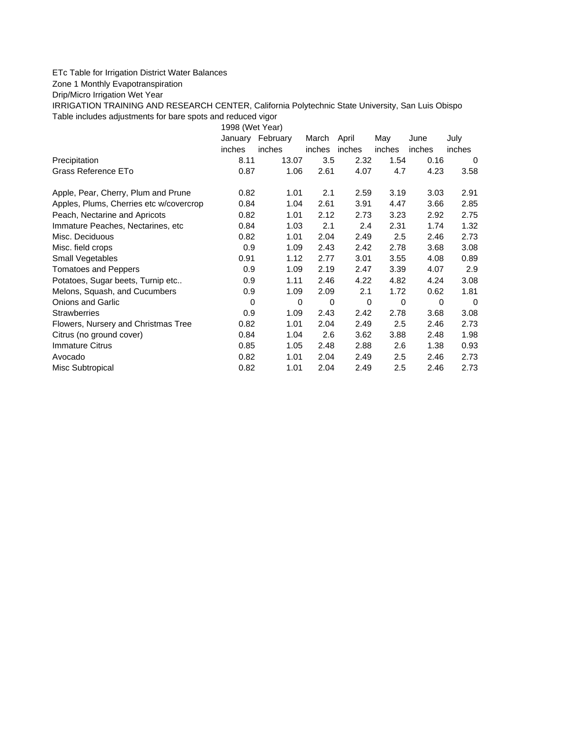ETc Table for Irrigation District Water Balances

Zone 1 Monthly Evapotranspiration

Drip/Micro Irrigation Wet Year

IRRIGATION TRAINING AND RESEARCH CENTER, California Polytechnic State University, San Luis Obispo

Table includes adjustments for bare spots and reduced vigor

| | 1998 (Wet Year) | | | | | | |
|---|---|---|---|---|---|---|---|
| | January | February | March | April | May | June | July |
| | inches | inches | inches | inches | inches | inches | inches |
| Precipitation | 8.11 | 13.07 | 3.5 | 2.32 | 1.54 | 0.16 | 0 |
| Grass Reference ETo | 0.87 | 1.06 | 2.61 | 4.07 | 4.7 | 4.23 | 3.58 |
| | | | | | | | |
| Apple, Pear, Cherry, Plum and Prune | 0.82 | 1.01 | 2.1 | 2.59 | 3.19 | 3.03 | 2.91 |
| Apples, Plums, Cherries etc w/covercrop | 0.84 | 1.04 | 2.61 | 3.91 | 4.47 | 3.66 | 2.85 |
| Peach, Nectarine and Apricots | 0.82 | 1.01 | 2.12 | 2.73 | 3.23 | 2.92 | 2.75 |
| Immature Peaches, Nectarines, etc | 0.84 | 1.03 | 2.1 | 2.4 | 2.31 | 1.74 | 1.32 |
| Misc. Deciduous | 0.82 | 1.01 | 2.04 | 2.49 | 2.5 | 2.46 | 2.73 |
| Misc. field crops | 0.9 | 1.09 | 2.43 | 2.42 | 2.78 | 3.68 | 3.08 |
| Small Vegetables | 0.91 | 1.12 | 2.77 | 3.01 | 3.55 | 4.08 | 0.89 |
| Tomatoes and Peppers | 0.9 | 1.09 | 2.19 | 2.47 | 3.39 | 4.07 | 2.9 |
| Potatoes, Sugar beets, Turnip etc.. | 0.9 | 1.11 | 2.46 | 4.22 | 4.82 | 4.24 | 3.08 |
| Melons, Squash, and Cucumbers | 0.9 | 1.09 | 2.09 | 2.1 | 1.72 | 0.62 | 1.81 |
| Onions and Garlic | 0 | 0 | 0 | 0 | 0 | 0 | 0 |
| Strawberries | 0.9 | 1.09 | 2.43 | 2.42 | 2.78 | 3.68 | 3.08 |
| Flowers, Nursery and Christmas Tree | 0.82 | 1.01 | 2.04 | 2.49 | 2.5 | 2.46 | 2.73 |
| Citrus (no ground cover) | 0.84 | 1.04 | 2.6 | 3.62 | 3.88 | 2.48 | 1.98 |
| Immature Citrus | 0.85 | 1.05 | 2.48 | 2.88 | 2.6 | 1.38 | 0.93 |
| Avocado | 0.82 | 1.01 | 2.04 | 2.49 | 2.5 | 2.46 | 2.73 |
| Misc Subtropical | 0.82 | 1.01 | 2.04 | 2.49 | 2.5 | 2.46 | 2.73 |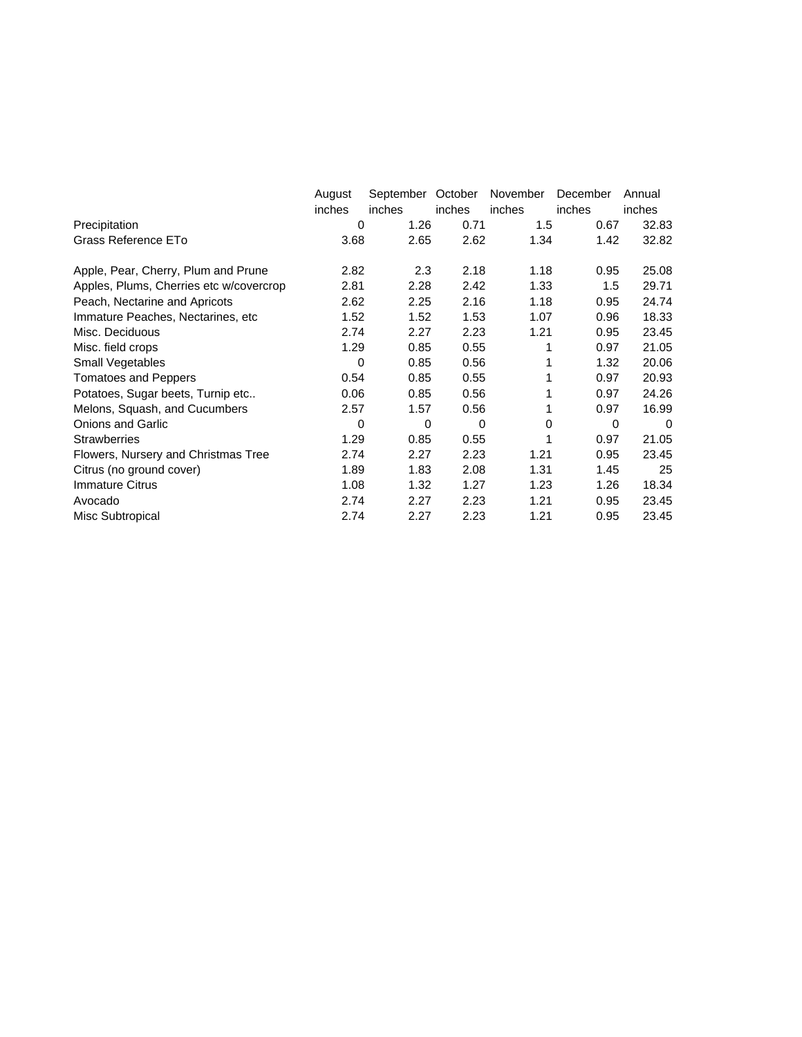| | August inches | September inches | October inches | November inches | December inches | Annual inches |
|---|---|---|---|---|---|---|
| Precipitation | 0 | 1.26 | 0.71 | 1.5 | 0.67 | 32.83 |
| Grass Reference ETo | 3.68 | 2.65 | 2.62 | 1.34 | 1.42 | 32.82 |
| | | | | | | |
| Apple, Pear, Cherry, Plum and Prune | 2.82 | 2.3 | 2.18 | 1.18 | 0.95 | 25.08 |
| Apples, Plums, Cherries etc w/covercrop | 2.81 | 2.28 | 2.42 | 1.33 | 1.5 | 29.71 |
| Peach, Nectarine and Apricots | 2.62 | 2.25 | 2.16 | 1.18 | 0.95 | 24.74 |
| Immature Peaches, Nectarines, etc | 1.52 | 1.52 | 1.53 | 1.07 | 0.96 | 18.33 |
| Misc. Deciduous | 2.74 | 2.27 | 2.23 | 1.21 | 0.95 | 23.45 |
| Misc. field crops | 1.29 | 0.85 | 0.55 | 1 | 0.97 | 21.05 |
| Small Vegetables | 0 | 0.85 | 0.56 | 1 | 1.32 | 20.06 |
| Tomatoes and Peppers | 0.54 | 0.85 | 0.55 | 1 | 0.97 | 20.93 |
| Potatoes, Sugar beets, Turnip etc.. | 0.06 | 0.85 | 0.56 | 1 | 0.97 | 24.26 |
| Melons, Squash, and Cucumbers | 2.57 | 1.57 | 0.56 | 1 | 0.97 | 16.99 |
| Onions and Garlic | 0 | 0 | 0 | 0 | 0 | 0 |
| Strawberries | 1.29 | 0.85 | 0.55 | 1 | 0.97 | 21.05 |
| Flowers, Nursery and Christmas Tree | 2.74 | 2.27 | 2.23 | 1.21 | 0.95 | 23.45 |
| Citrus (no ground cover) | 1.89 | 1.83 | 2.08 | 1.31 | 1.45 | 25 |
| Immature Citrus | 1.08 | 1.32 | 1.27 | 1.23 | 1.26 | 18.34 |
| Avocado | 2.74 | 2.27 | 2.23 | 1.21 | 0.95 | 23.45 |
| Misc Subtropical | 2.74 | 2.27 | 2.23 | 1.21 | 0.95 | 23.45 |